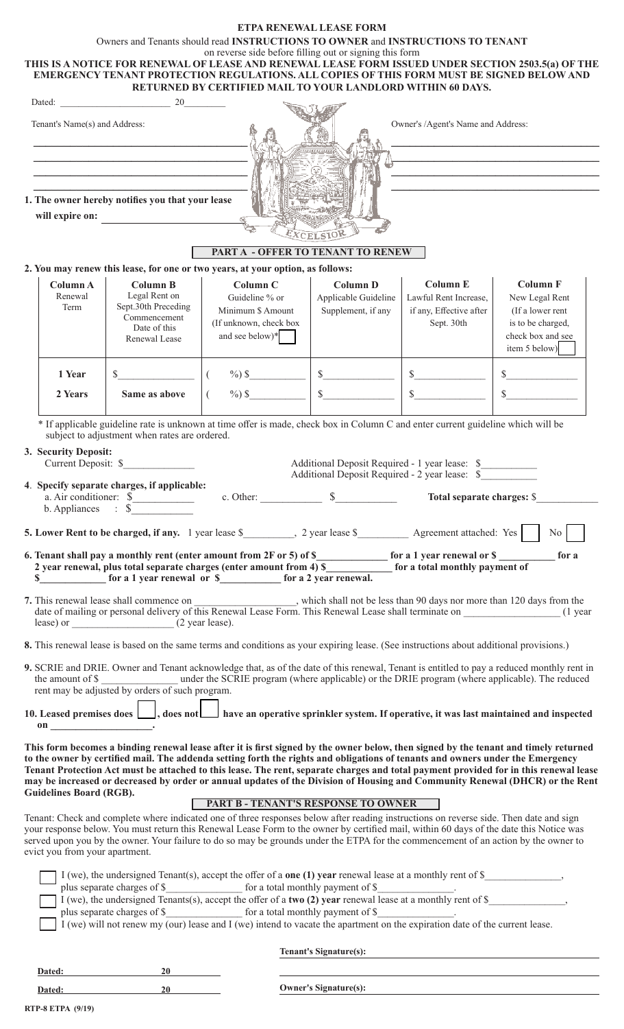# ETPA RENEWAL LEASE FORM

Owners and Tenants should read **INSTRUCTIONS TO OWNER** and **INSTRUCTIONS TO TENANT** on reverse side before filling out or signing this form

**THIS IS A NOTICE FOR RENEWAL OF LEASE AND RENEWAL LEASE FORM ISSUED UNDER SECTION 2503.5(a) OF THE EMERGENCY TENANT PROTECTION REGULATIONS. ALL COPIES OF THIS FORM MUST BE SIGNED BELOW AND RETURNED BY CERTIFIED MAIL TO YOUR LANDLORD WITHIN 60 DAYS.**

Dated: ______________________ 20________

Tenant's Name(s) and Address:

______________________________________

______________________________________

______________________________________

Owner's /Agent's Name and Address:

______________________________________

______________________________________

______________________________________

**1. The owner hereby notifies you that your lease will expire on:** ______________________

## PART A - OFFER TO TENANT TO RENEW

**2. You may renew this lease, for one or two years, at your option, as follows:**

| Column A Renewal Term | Column B Legal Rent on Sept.30th Preceding Commencement Date of this Renewal Lease | Column C Guideline % or Minimum $ Amount (If unknown, check box and see below)* ☐ | Column D Applicable Guideline Supplement, if any | Column E Lawful Rent Increase, if any, Effective after Sept. 30th | Column F New Legal Rent (If a lower rent is to be charged, check box and see item 5 below) ☐ |
|---|---|---|---|---|---|
| **1 Year** | $____________ | ( %) $__________ | $____________ | $____________ | $____________ |
| **2 Years** | **Same as above** | ( %) $__________ | $____________ | $____________ | $____________ |

\* If applicable guideline rate is unknown at time offer is made, check box in Column C and enter current guideline which will be subject to adjustment when rates are ordered.

**3. Security Deposit:**
Current Deposit: $____________

Additional Deposit Required - 1 year lease: $__________
Additional Deposit Required - 2 year lease: $__________

**4. Specify separate charges, if applicable:**
a. Air conditioner: $__________
b. Appliances : $__________
c. Other: __________ $__________
**Total separate charges:** $__________

**5. Lower Rent to be charged, if any.** 1 year lease $__________, 2 year lease $__________ Agreement attached: Yes ☐ No ☐

**6. Tenant shall pay a monthly rent (enter amount from 2F or 5) of $____________ for a 1 year renewal or $__________ for a 2 year renewal, plus total separate charges (enter amount from 4) $____________ for a total monthly payment of $____________ for a 1 year renewal or $__________ for a 2 year renewal.**

**7.** This renewal lease shall commence on ________________, which shall not be less than 90 days nor more than 120 days from the date of mailing or personal delivery of this Renewal Lease Form. This Renewal Lease shall terminate on ________________ (1 year lease) or ________________ (2 year lease).

**8.** This renewal lease is based on the same terms and conditions as your expiring lease. (See instructions about additional provisions.)

**9.** SCRIE and DRIE. Owner and Tenant acknowledge that, as of the date of this renewal, Tenant is entitled to pay a reduced monthly rent in the amount of $______________ under the SCRIE program (where applicable) or the DRIE program (where applicable). The reduced rent may be adjusted by orders of such program.

**10. Leased premises does ☐, does not ☐ have an operative sprinkler system. If operative, it was last maintained and inspected on ________________.**

**This form becomes a binding renewal lease after it is first signed by the owner below, then signed by the tenant and timely returned to the owner by certified mail. The addenda setting forth the rights and obligations of tenants and owners under the Emergency Tenant Protection Act must be attached to this lease. The rent, separate charges and total payment provided for in this renewal lease may be increased or decreased by order or annual updates of the Division of Housing and Community Renewal (DHCR) or the Rent Guidelines Board (RGB).**

## PART B - TENANT'S RESPONSE TO OWNER

Tenant: Check and complete where indicated one of three responses below after reading instructions on reverse side. Then date and sign your response below. You must return this Renewal Lease Form to the owner by certified mail, within 60 days of the date this Notice was served upon you by the owner. Your failure to do so may be grounds under the ETPA for the commencement of an action by the owner to evict you from your apartment.

☐ I (we), the undersigned Tenant(s), accept the offer of a **one (1) year** renewal lease at a monthly rent of $______________, plus separate charges of $______________ for a total monthly payment of $______________.

☐ I (we), the undersigned Tenants(s), accept the offer of a **two (2) year** renewal lease at a monthly rent of $______________, plus separate charges of $______________ for a total monthly payment of $______________.

☐ I (we) will not renew my (our) lease and I (we) intend to vacate the apartment on the expiration date of the current lease.

**Tenant's Signature(s):** ______________________________

______________________________

**Dated:** ______________ **20** ________

**Dated:** ______________ **20** ________ **Owner's Signature(s):** ______________________________

**RTP-8 ETPA (9/19)**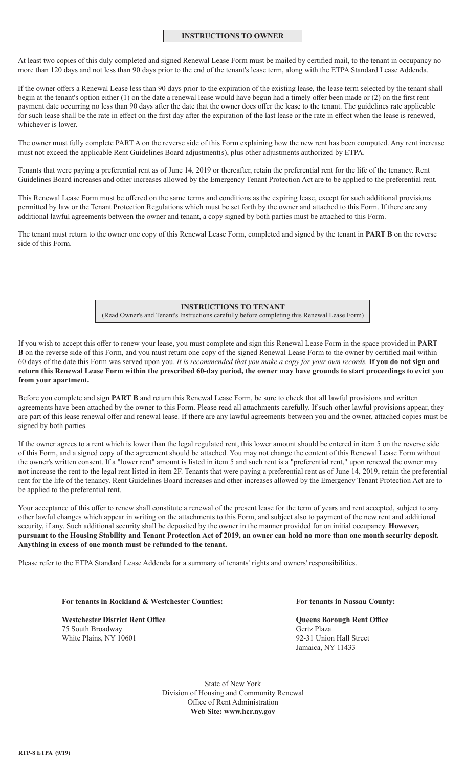## INSTRUCTIONS TO OWNER

At least two copies of this duly completed and signed Renewal Lease Form must be mailed by certified mail, to the tenant in occupancy no more than 120 days and not less than 90 days prior to the end of the tenant's lease term, along with the ETPA Standard Lease Addenda.

If the owner offers a Renewal Lease less than 90 days prior to the expiration of the existing lease, the lease term selected by the tenant shall begin at the tenant's option either (1) on the date a renewal lease would have begun had a timely offer been made or (2) on the first rent payment date occurring no less than 90 days after the date that the owner does offer the lease to the tenant. The guidelines rate applicable for such lease shall be the rate in effect on the first day after the expiration of the last lease or the rate in effect when the lease is renewed, whichever is lower.

The owner must fully complete PART A on the reverse side of this Form explaining how the new rent has been computed. Any rent increase must not exceed the applicable Rent Guidelines Board adjustment(s), plus other adjustments authorized by ETPA.

Tenants that were paying a preferential rent as of June 14, 2019 or thereafter, retain the preferential rent for the life of the tenancy. Rent Guidelines Board increases and other increases allowed by the Emergency Tenant Protection Act are to be applied to the preferential rent.

This Renewal Lease Form must be offered on the same terms and conditions as the expiring lease, except for such additional provisions permitted by law or the Tenant Protection Regulations which must be set forth by the owner and attached to this Form. If there are any additional lawful agreements between the owner and tenant, a copy signed by both parties must be attached to this Form.

The tenant must return to the owner one copy of this Renewal Lease Form, completed and signed by the tenant in **PART B** on the reverse side of this Form.

## INSTRUCTIONS TO TENANT

(Read Owner's and Tenant's Instructions carefully before completing this Renewal Lease Form)

If you wish to accept this offer to renew your lease, you must complete and sign this Renewal Lease Form in the space provided in **PART B** on the reverse side of this Form, and you must return one copy of the signed Renewal Lease Form to the owner by certified mail within 60 days of the date this Form was served upon you. *It is recommended that you make a copy for your own records.* **If you do not sign and return this Renewal Lease Form within the prescribed 60-day period, the owner may have grounds to start proceedings to evict you from your apartment.**

Before you complete and sign **PART B** and return this Renewal Lease Form, be sure to check that all lawful provisions and written agreements have been attached by the owner to this Form. Please read all attachments carefully. If such other lawful provisions appear, they are part of this lease renewal offer and renewal lease. If there are any lawful agreements between you and the owner, attached copies must be signed by both parties.

If the owner agrees to a rent which is lower than the legal regulated rent, this lower amount should be entered in item 5 on the reverse side of this Form, and a signed copy of the agreement should be attached. You may not change the content of this Renewal Lease Form without the owner's written consent. If a "lower rent" amount is listed in item 5 and such rent is a "preferential rent," upon renewal the owner may **not** increase the rent to the legal rent listed in item 2F. Tenants that were paying a preferential rent as of June 14, 2019, retain the preferential rent for the life of the tenancy. Rent Guidelines Board increases and other increases allowed by the Emergency Tenant Protection Act are to be applied to the preferential rent.

Your acceptance of this offer to renew shall constitute a renewal of the present lease for the term of years and rent accepted, subject to any other lawful changes which appear in writing on the attachments to this Form, and subject also to payment of the new rent and additional security, if any. Such additional security shall be deposited by the owner in the manner provided for on initial occupancy. **However, pursuant to the Housing Stability and Tenant Protection Act of 2019, an owner can hold no more than one month security deposit. Anything in excess of one month must be refunded to the tenant.**

Please refer to the ETPA Standard Lease Addenda for a summary of tenants' rights and owners' responsibilities.

**For tenants in Rockland & Westchester Counties:**

**Westchester District Rent Office**
75 South Broadway
White Plains, NY 10601

**For tenants in Nassau County:**

**Queens Borough Rent Office**
Gertz Plaza
92-31 Union Hall Street
Jamaica, NY 11433

State of New York
Division of Housing and Community Renewal
Office of Rent Administration
**Web Site: www.hcr.ny.gov**

**RTP-8 ETPA (9/19)**